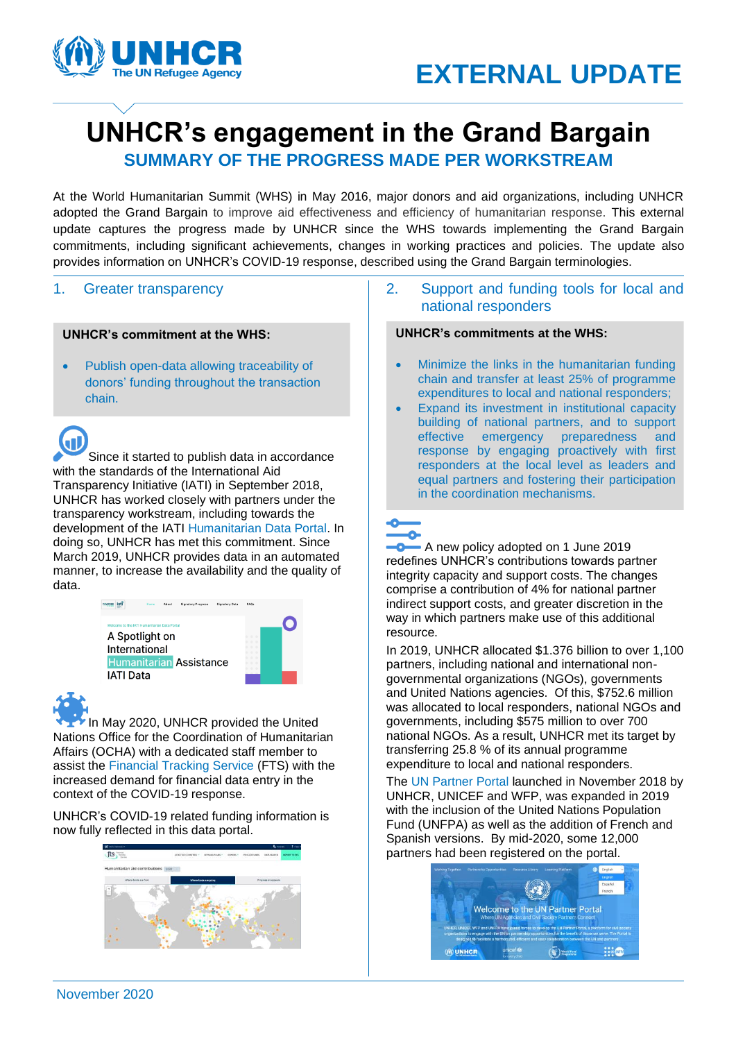# EXTERNAL UPDATE

# UNHCR's engagement in the Grand Bargain

## SUMMARY OF THE PROGRESS MADE PER WORKSTREAM

At the World Humanitarian Summit (WHS) in May 2016, major donors and aid organizations, including UNHCR adopted the Grand Bargain to improve aid effectiveness and efficiency of humanitarian response. This external update captures the progress made by UNHCR since the WHS towards implementing the Grand Bargain commitments, including significant achievements, changes in working practices and policies. The update also provides information on UNHCR's COVID-19 response, described using the Grand Bargain terminologies.

## 1. Greater transparency

**UNHCR's commitment at the WHS:**

- Publish open-data allowing traceability of donors' funding throughout the transaction chain.

Since it started to publish data in accordance with the standards of the International Aid Transparency Initiative (IATI) in September 2018, UNHCR has worked closely with partners under the transparency workstream, including towards the development of the IATI Humanitarian Data Portal. In doing so, UNHCR has met this commitment. Since March 2019, UNHCR provides data in an automated manner, to increase the availability and the quality of data.

In May 2020, UNHCR provided the United Nations Office for the Coordination of Humanitarian Affairs (OCHA) with a dedicated staff member to assist the Financial Tracking Service (FTS) with the increased demand for financial data entry in the context of the COVID-19 response.

UNHCR's COVID-19 related funding information is now fully reflected in this data portal.

## 2. Support and funding tools for local and national responders

**UNHCR's commitments at the WHS:**

- Minimize the links in the humanitarian funding chain and transfer at least 25% of programme expenditures to local and national responders;
- Expand its investment in institutional capacity building of national partners, and to support effective emergency preparedness and response by engaging proactively with first responders at the local level as leaders and equal partners and fostering their participation in the coordination mechanisms.

A new policy adopted on 1 June 2019 redefines UNHCR's contributions towards partner integrity capacity and support costs. The changes comprise a contribution of 4% for national partner indirect support costs, and greater discretion in the way in which partners make use of this additional resource.

In 2019, UNHCR allocated $1.376 billion to over 1,100 partners, including national and international non-governmental organizations (NGOs), governments and United Nations agencies. Of this, $752.6 million was allocated to local responders, national NGOs and governments, including $575 million to over 700 national NGOs. As a result, UNHCR met its target by transferring 25.8 % of its annual programme expenditure to local and national responders.

The UN Partner Portal launched in November 2018 by UNHCR, UNICEF and WFP, was expanded in 2019 with the inclusion of the United Nations Population Fund (UNFPA) as well as the addition of French and Spanish versions. By mid-2020, some 12,000 partners had been registered on the portal.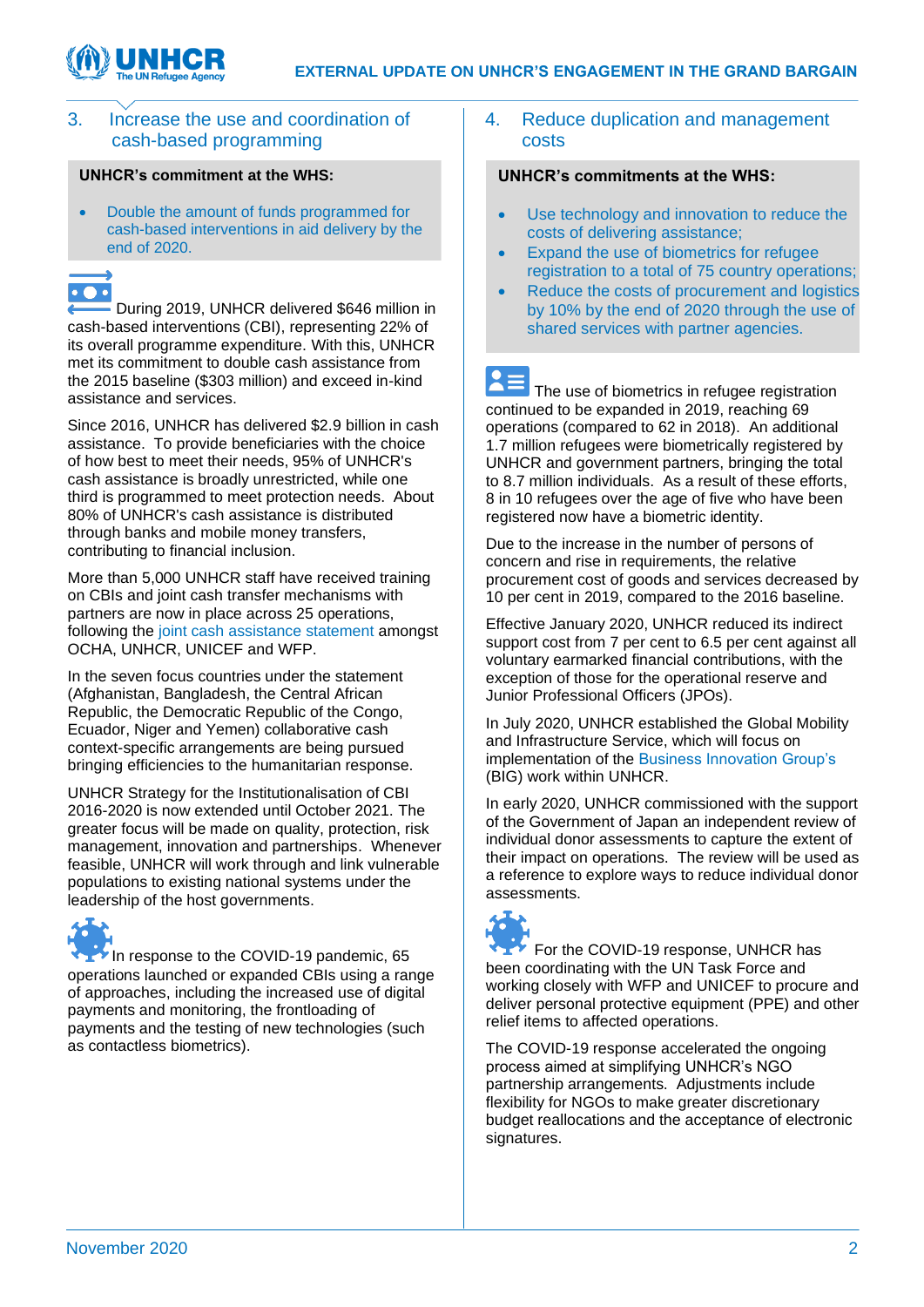## 3. Increase the use and coordination of cash-based programming

**UNHCR's commitment at the WHS:**

- Double the amount of funds programmed for cash-based interventions in aid delivery by the end of 2020.

During 2019, UNHCR delivered $646 million in cash-based interventions (CBI), representing 22% of its overall programme expenditure. With this, UNHCR met its commitment to double cash assistance from the 2015 baseline ($303 million) and exceed in-kind assistance and services.

Since 2016, UNHCR has delivered $2.9 billion in cash assistance. To provide beneficiaries with the choice of how best to meet their needs, 95% of UNHCR's cash assistance is broadly unrestricted, while one third is programmed to meet protection needs. About 80% of UNHCR's cash assistance is distributed through banks and mobile money transfers, contributing to financial inclusion.

More than 5,000 UNHCR staff have received training on CBIs and joint cash transfer mechanisms with partners are now in place across 25 operations, following the joint cash assistance statement amongst OCHA, UNHCR, UNICEF and WFP.

In the seven focus countries under the statement (Afghanistan, Bangladesh, the Central African Republic, the Democratic Republic of the Congo, Ecuador, Niger and Yemen) collaborative cash context-specific arrangements are being pursued bringing efficiencies to the humanitarian response.

UNHCR Strategy for the Institutionalisation of CBI 2016-2020 is now extended until October 2021. The greater focus will be made on quality, protection, risk management, innovation and partnerships. Whenever feasible, UNHCR will work through and link vulnerable populations to existing national systems under the leadership of the host governments.

In response to the COVID-19 pandemic, 65 operations launched or expanded CBIs using a range of approaches, including the increased use of digital payments and monitoring, the frontloading of payments and the testing of new technologies (such as contactless biometrics).

## 4. Reduce duplication and management costs

**UNHCR's commitments at the WHS:**

- Use technology and innovation to reduce the costs of delivering assistance;
- Expand the use of biometrics for refugee registration to a total of 75 country operations;
- Reduce the costs of procurement and logistics by 10% by the end of 2020 through the use of shared services with partner agencies.

The use of biometrics in refugee registration continued to be expanded in 2019, reaching 69 operations (compared to 62 in 2018). An additional 1.7 million refugees were biometrically registered by UNHCR and government partners, bringing the total to 8.7 million individuals. As a result of these efforts, 8 in 10 refugees over the age of five who have been registered now have a biometric identity.

Due to the increase in the number of persons of concern and rise in requirements, the relative procurement cost of goods and services decreased by 10 per cent in 2019, compared to the 2016 baseline.

Effective January 2020, UNHCR reduced its indirect support cost from 7 per cent to 6.5 per cent against all voluntary earmarked financial contributions, with the exception of those for the operational reserve and Junior Professional Officers (JPOs).

In July 2020, UNHCR established the Global Mobility and Infrastructure Service, which will focus on implementation of the Business Innovation Group's (BIG) work within UNHCR.

In early 2020, UNHCR commissioned with the support of the Government of Japan an independent review of individual donor assessments to capture the extent of their impact on operations. The review will be used as a reference to explore ways to reduce individual donor assessments.

For the COVID-19 response, UNHCR has been coordinating with the UN Task Force and working closely with WFP and UNICEF to procure and deliver personal protective equipment (PPE) and other relief items to affected operations.

The COVID-19 response accelerated the ongoing process aimed at simplifying UNHCR's NGO partnership arrangements. Adjustments include flexibility for NGOs to make greater discretionary budget reallocations and the acceptance of electronic signatures.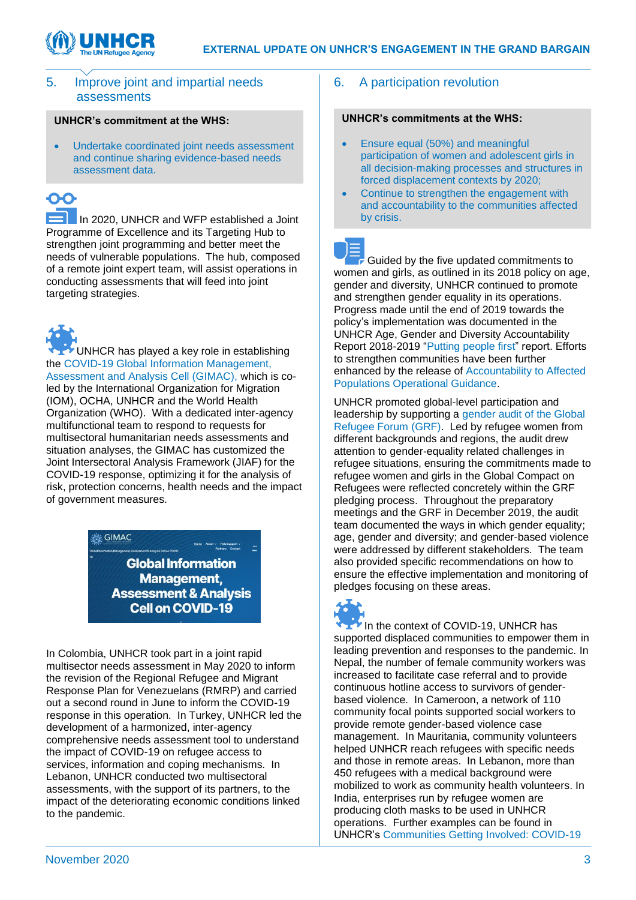## 5. Improve joint and impartial needs assessments

**UNHCR's commitment at the WHS:**

- Undertake coordinated joint needs assessment and continue sharing evidence-based needs assessment data.

In 2020, UNHCR and WFP established a Joint Programme of Excellence and its Targeting Hub to strengthen joint programming and better meet the needs of vulnerable populations. The hub, composed of a remote joint expert team, will assist operations in conducting assessments that will feed into joint targeting strategies.

UNHCR has played a key role in establishing the COVID-19 Global Information Management, Assessment and Analysis Cell (GIMAC), which is co-led by the International Organization for Migration (IOM), OCHA, UNHCR and the World Health Organization (WHO). With a dedicated inter-agency multifunctional team to respond to requests for multisectoral humanitarian needs assessments and situation analyses, the GIMAC has customized the Joint Intersectoral Analysis Framework (JIAF) for the COVID-19 response, optimizing it for the analysis of risk, protection concerns, health needs and the impact of government measures.

GIMAC

Global Information Management, Assessment & Analysis Cell on COVID-19

In Colombia, UNHCR took part in a joint rapid multisector needs assessment in May 2020 to inform the revision of the Regional Refugee and Migrant Response Plan for Venezuelans (RMRP) and carried out a second round in June to inform the COVID-19 response in this operation. In Turkey, UNHCR led the development of a harmonized, inter-agency comprehensive needs assessment tool to understand the impact of COVID-19 on refugee access to services, information and coping mechanisms. In Lebanon, UNHCR conducted two multisectoral assessments, with the support of its partners, to the impact of the deteriorating economic conditions linked to the pandemic.

## 6. A participation revolution

**UNHCR's commitments at the WHS:**

- Ensure equal (50%) and meaningful participation of women and adolescent girls in all decision-making processes and structures in forced displacement contexts by 2020;
- Continue to strengthen the engagement with and accountability to the communities affected by crisis.

Guided by the five updated commitments to women and girls, as outlined in its 2018 policy on age, gender and diversity, UNHCR continued to promote and strengthen gender equality in its operations. Progress made until the end of 2019 towards the policy's implementation was documented in the UNHCR Age, Gender and Diversity Accountability Report 2018-2019 "Putting people first" report. Efforts to strengthen communities have been further enhanced by the release of Accountability to Affected Populations Operational Guidance.

UNHCR promoted global-level participation and leadership by supporting a gender audit of the Global Refugee Forum (GRF). Led by refugee women from different backgrounds and regions, the audit drew attention to gender-equality related challenges in refugee situations, ensuring the commitments made to refugee women and girls in the Global Compact on Refugees were reflected concretely within the GRF pledging process. Throughout the preparatory meetings and the GRF in December 2019, the audit team documented the ways in which gender equality; age, gender and diversity; and gender-based violence were addressed by different stakeholders. The team also provided specific recommendations on how to ensure the effective implementation and monitoring of pledges focusing on these areas.

In the context of COVID-19, UNHCR has supported displaced communities to empower them in leading prevention and responses to the pandemic. In Nepal, the number of female community workers was increased to facilitate case referral and to provide continuous hotline access to survivors of gender-based violence. In Cameroon, a network of 110 community focal points supported social workers to provide remote gender-based violence case management. In Mauritania, community volunteers helped UNHCR reach refugees with specific needs and those in remote areas. In Lebanon, more than 450 refugees with a medical background were mobilized to work as community health volunteers. In India, enterprises run by refugee women are producing cloth masks to be used in UNHCR operations. Further examples can be found in UNHCR's Communities Getting Involved: COVID-19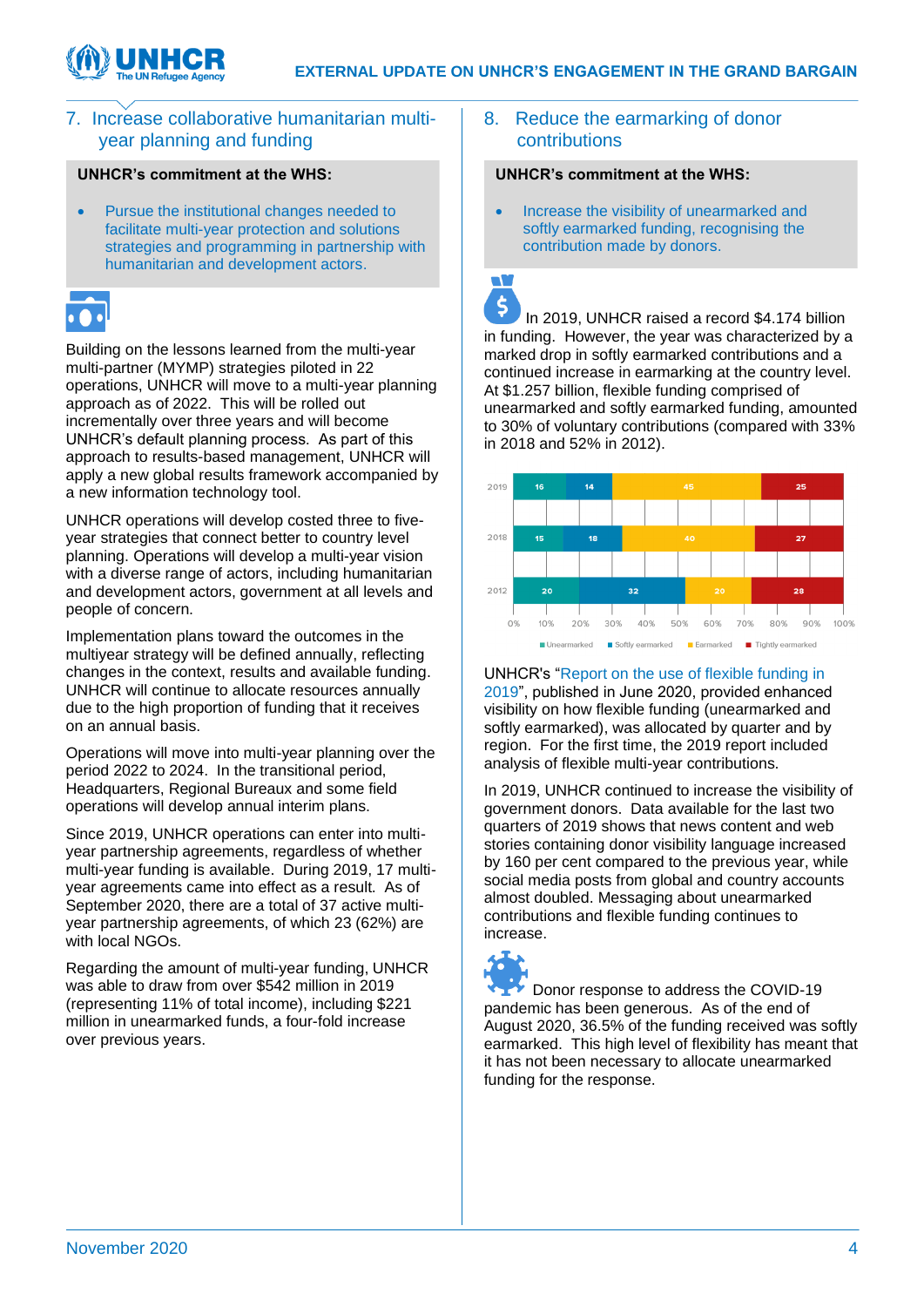## 7. Increase collaborative humanitarian multi-year planning and funding

**UNHCR's commitment at the WHS:**

- Pursue the institutional changes needed to facilitate multi-year protection and solutions strategies and programming in partnership with humanitarian and development actors.

Building on the lessons learned from the multi-year multi-partner (MYMP) strategies piloted in 22 operations, UNHCR will move to a multi-year planning approach as of 2022. This will be rolled out incrementally over three years and will become UNHCR's default planning process. As part of this approach to results-based management, UNHCR will apply a new global results framework accompanied by a new information technology tool.

UNHCR operations will develop costed three to five-year strategies that connect better to country level planning. Operations will develop a multi-year vision with a diverse range of actors, including humanitarian and development actors, government at all levels and people of concern.

Implementation plans toward the outcomes in the multiyear strategy will be defined annually, reflecting changes in the context, results and available funding. UNHCR will continue to allocate resources annually due to the high proportion of funding that it receives on an annual basis.

Operations will move into multi-year planning over the period 2022 to 2024. In the transitional period, Headquarters, Regional Bureaux and some field operations will develop annual interim plans.

Since 2019, UNHCR operations can enter into multi-year partnership agreements, regardless of whether multi-year funding is available. During 2019, 17 multi-year agreements came into effect as a result. As of September 2020, there are a total of 37 active multi-year partnership agreements, of which 23 (62%) are with local NGOs.

Regarding the amount of multi-year funding, UNHCR was able to draw from over $542 million in 2019 (representing 11% of total income), including $221 million in unearmarked funds, a four-fold increase over previous years.

## 8. Reduce the earmarking of donor contributions

**UNHCR's commitment at the WHS:**

- Increase the visibility of unearmarked and softly earmarked funding, recognising the contribution made by donors.

In 2019, UNHCR raised a record $4.174 billion in funding. However, the year was characterized by a marked drop in softly earmarked contributions and a continued increase in earmarking at the country level. At $1.257 billion, flexible funding comprised of unearmarked and softly earmarked funding, amounted to 30% of voluntary contributions (compared with 33% in 2018 and 52% in 2012).

| Year | Unearmarked | Softly earmarked | Earmarked | Tightly earmarked |
|---|---|---|---|---|
| 2019 | 16 | 14 | 45 | 25 |
| 2018 | 15 | 18 | 40 | 27 |
| 2012 | 20 | 32 | 20 | 28 |

UNHCR's "Report on the use of flexible funding in 2019", published in June 2020, provided enhanced visibility on how flexible funding (unearmarked and softly earmarked), was allocated by quarter and by region. For the first time, the 2019 report included analysis of flexible multi-year contributions.

In 2019, UNHCR continued to increase the visibility of government donors. Data available for the last two quarters of 2019 shows that news content and web stories containing donor visibility language increased by 160 per cent compared to the previous year, while social media posts from global and country accounts almost doubled. Messaging about unearmarked contributions and flexible funding continues to increase.

Donor response to address the COVID-19 pandemic has been generous. As of the end of August 2020, 36.5% of the funding received was softly earmarked. This high level of flexibility has meant that it has not been necessary to allocate unearmarked funding for the response.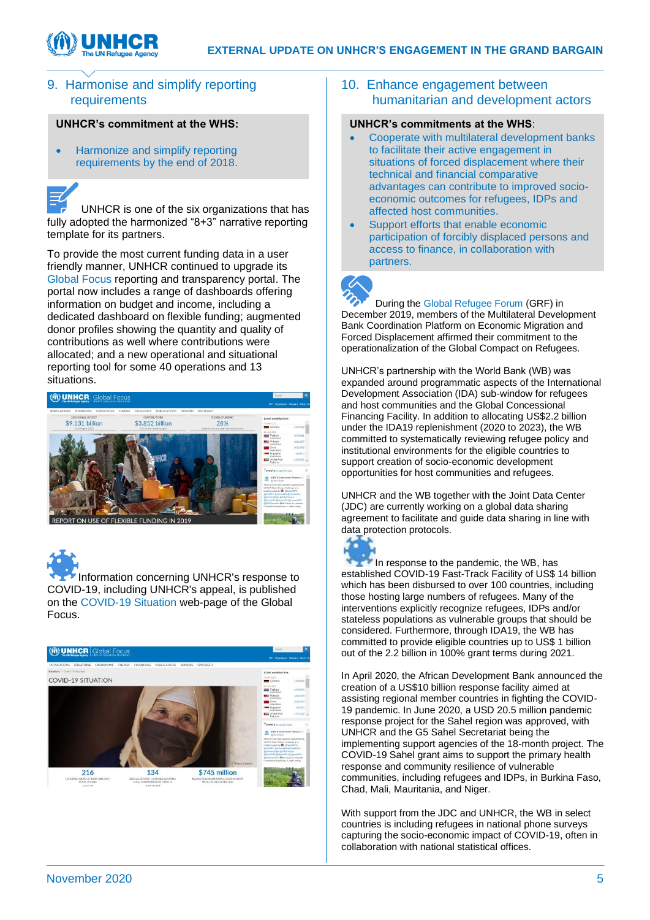## 9. Harmonise and simplify reporting requirements

**UNHCR's commitment at the WHS:**

- Harmonize and simplify reporting requirements by the end of 2018.

UNHCR is one of the six organizations that has fully adopted the harmonized "8+3" narrative reporting template for its partners.

To provide the most current funding data in a user friendly manner, UNHCR continued to upgrade its Global Focus reporting and transparency portal. The portal now includes a range of dashboards offering information on budget and income, including a dedicated dashboard on flexible funding; augmented donor profiles showing the quantity and quality of contributions as well where contributions were allocated; and a new operational and situational reporting tool for some 40 operations and 13 situations.

Information concerning UNHCR's response to COVID-19, including UNHCR's appeal, is published on the COVID-19 Situation web-page of the Global Focus.

## 10. Enhance engagement between humanitarian and development actors

**UNHCR's commitments at the WHS:**

- Cooperate with multilateral development banks to facilitate their active engagement in situations of forced displacement where their technical and financial comparative advantages can contribute to improved socio-economic outcomes for refugees, IDPs and affected host communities.
- Support efforts that enable economic participation of forcibly displaced persons and access to finance, in collaboration with partners.

During the Global Refugee Forum (GRF) in December 2019, members of the Multilateral Development Bank Coordination Platform on Economic Migration and Forced Displacement affirmed their commitment to the operationalization of the Global Compact on Refugees.

UNHCR's partnership with the World Bank (WB) was expanded around programmatic aspects of the International Development Association (IDA) sub-window for refugees and host communities and the Global Concessional Financing Facility. In addition to allocating US$2.2 billion under the IDA19 replenishment (2020 to 2023), the WB committed to systematically reviewing refugee policy and institutional environments for the eligible countries to support creation of socio-economic development opportunities for host communities and refugees.

UNHCR and the WB together with the Joint Data Center (JDC) are currently working on a global data sharing agreement to facilitate and guide data sharing in line with data protection protocols.

In response to the pandemic, the WB, has established COVID-19 Fast-Track Facility of US$ 14 billion which has been disbursed to over 100 countries, including those hosting large numbers of refugees. Many of the interventions explicitly recognize refugees, IDPs and/or stateless populations as vulnerable groups that should be considered. Furthermore, through IDA19, the WB has committed to provide eligible countries up to US$ 1 billion out of the 2.2 billion in 100% grant terms during 2021.

In April 2020, the African Development Bank announced the creation of a US$10 billion response facility aimed at assisting regional member countries in fighting the COVID-19 pandemic. In June 2020, a USD 20.5 million pandemic response project for the Sahel region was approved, with UNHCR and the G5 Sahel Secretariat being the implementing support agencies of the 18-month project. The COVID-19 Sahel grant aims to support the primary health response and community resilience of vulnerable communities, including refugees and IDPs, in Burkina Faso, Chad, Mali, Mauritania, and Niger.

With support from the JDC and UNHCR, the WB in select countries is including refugees in national phone surveys capturing the socio-economic impact of COVID-19, often in collaboration with national statistical offices.